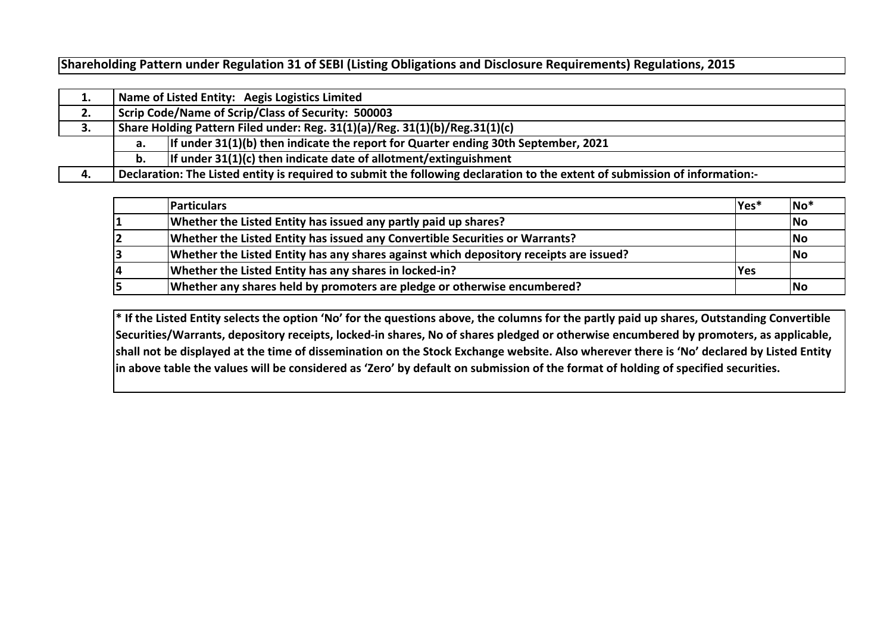# Shareholding Pattern under Regulation 31 of SEBI (Listing Obligations and Disclosure Requirements) Regulations, 2015

| | | |
|---|---|---|
| 1. | Name of Listed Entity: Aegis Logistics Limited | |
| 2. | Scrip Code/Name of Scrip/Class of Security: 500003 | |
| 3. | Share Holding Pattern Filed under: Reg. 31(1)(a)/Reg. 31(1)(b)/Reg.31(1)(c) | |
| | a. | If under 31(1)(b) then indicate the report for Quarter ending 30th September, 2021 |
| | b. | If under 31(1)(c) then indicate date of allotment/extinguishment |
| 4. | Declaration: The Listed entity is required to submit the following declaration to the extent of submission of information:- | |

| | Particulars | Yes* | No* |
|---|---|---|---|
| 1 | Whether the Listed Entity has issued any partly paid up shares? | | No |
| 2 | Whether the Listed Entity has issued any Convertible Securities or Warrants? | | No |
| 3 | Whether the Listed Entity has any shares against which depository receipts are issued? | | No |
| 4 | Whether the Listed Entity has any shares in locked-in? | Yes | |
| 5 | Whether any shares held by promoters are pledge or otherwise encumbered? | | No |

**\* If the Listed Entity selects the option 'No' for the questions above, the columns for the partly paid up shares, Outstanding Convertible Securities/Warrants, depository receipts, locked-in shares, No of shares pledged or otherwise encumbered by promoters, as applicable, shall not be displayed at the time of dissemination on the Stock Exchange website. Also wherever there is 'No' declared by Listed Entity in above table the values will be considered as 'Zero' by default on submission of the format of holding of specified securities.**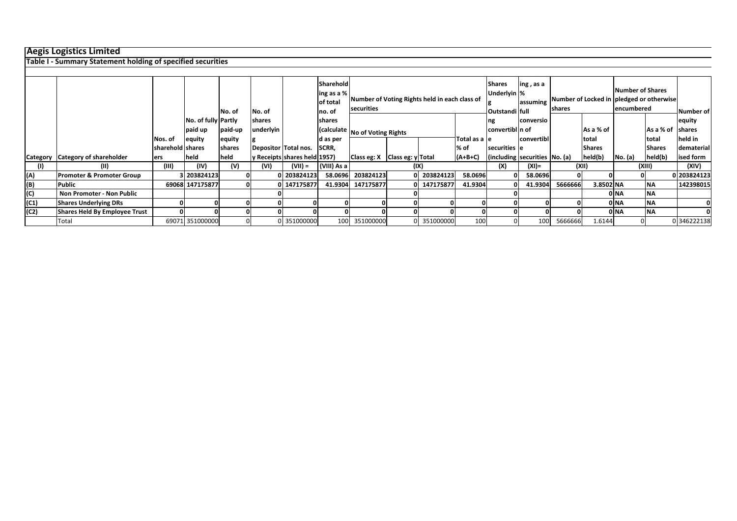# Aegis Logistics Limited

## Table I - Summary Statement holding of specified securities

| Category | Category of shareholder | Nos. of shareholders | No. of fully paid up equity shares held | No. of Partly paid-up equity shares held | No. of shares underlying Depository Receipts | Total nos. shares held | Shareholding as a % of total no. of shares (calculated as per SCRR, 1957) | Number of Voting Rights held in each class of securities | | | | No. of Shares Underlying Outstanding convertible securities (including | Shareholding , as a % assuming full conversion of convertible securities | Number of Locked in shares | | Number of Shares pledged or otherwise encumbered | | Number of equity shares held in dematerialised form |
|---|---|---|---|---|---|---|---|---|---|---|---|---|---|---|---|---|---|---|
| | | | | | | | | No of Voting Rights | | | Total as a % of (A+B+C) | | | No. (a) | As a % of total Shares held(b) | No. (a) | As a % of total Shares held(b) | |
| | | | | | | | | Class eg: X | Class eg: y | Total | | | | | | | | |
| (I) | (II) | (III) | (IV) | (V) | (VI) | (VII) = | (VIII) As a | (IX) | | | | (X) | (XI)= | (XII) | | (XIII) | | (XIV) |
| (A) | **Promoter & Promoter Group** | 3 | 203824123 | 0 | 0 | 203824123 | 58.0696 | 203824123 | 0 | 203824123 | 58.0696 | 0 | 58.0696 | 0 | 0 | 0 | | 203824123 |
| (B) | **Public** | 69068 | 147175877 | 0 | 0 | 147175877 | 41.9304 | 147175877 | 0 | 147175877 | 41.9304 | 0 | 41.9304 | 5666666 | 3.8502 | NA | NA | 142398015 |
| (C) | **Non Promoter - Non Public** | | | | 0 | | | | 0 | | | 0 | | | 0 | NA | NA | |
| (C1) | **Shares Underlying DRs** | 0 | 0 | 0 | 0 | 0 | 0 | 0 | 0 | 0 | 0 | 0 | 0 | 0 | 0 | NA | NA | 0 |
| (C2) | **Shares Held By Employee Trust** | 0 | 0 | 0 | 0 | 0 | 0 | 0 | 0 | 0 | 0 | 0 | 0 | 0 | 0 | NA | NA | 0 |
| | Total | 69071 | 351000000 | 0 | 0 | 351000000 | 100 | 351000000 | 0 | 351000000 | 100 | 0 | 100 | 5666666 | 1.6144 | 0 | | 346222138 |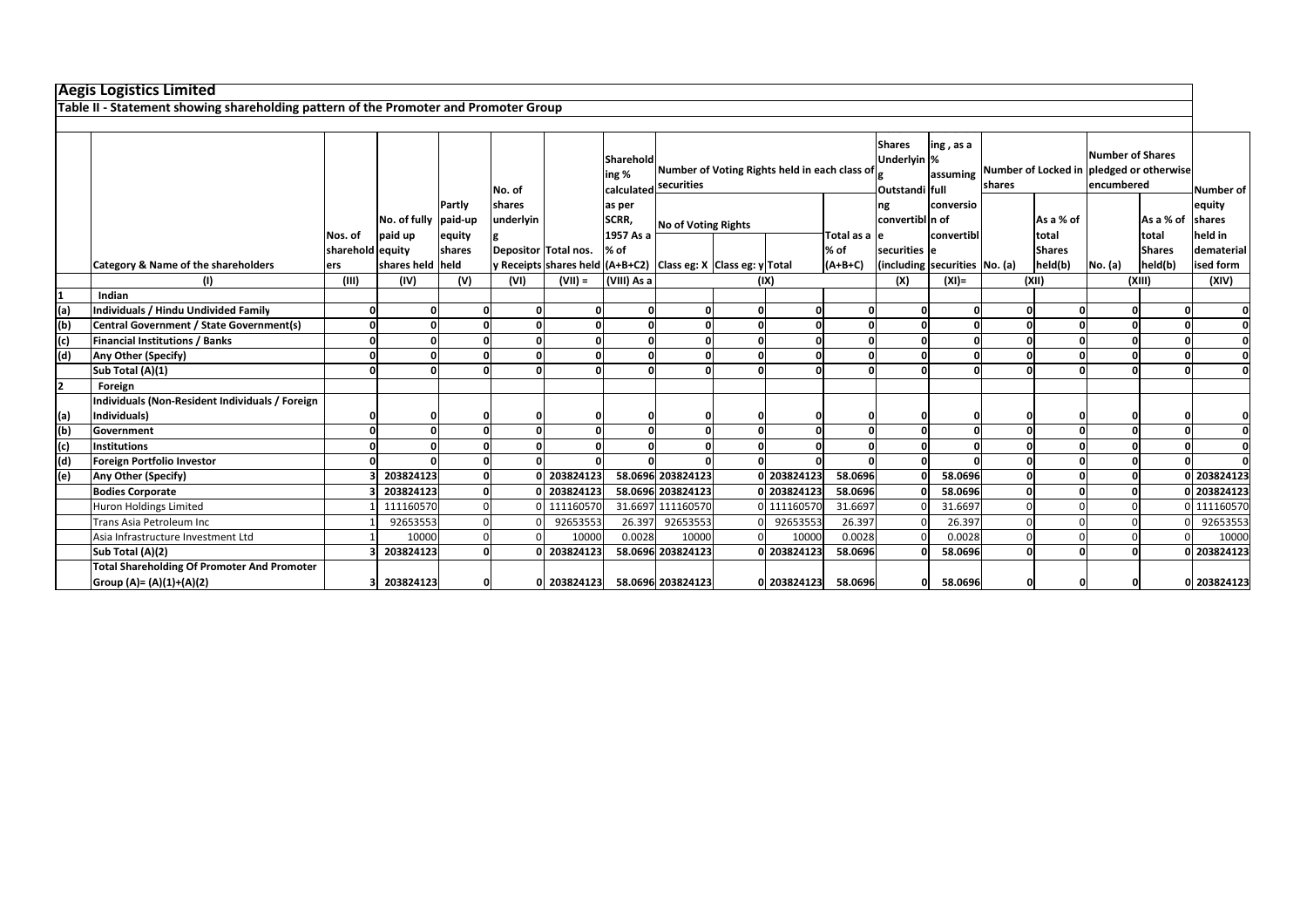# Aegis Logistics Limited

## Table II - Statement showing shareholding pattern of the Promoter and Promoter Group

| | Category & Name of the shareholders | Nos. of shareholders | No. of fully paid up equity shares held | Partly paid-up equity shares held | No. of shares underlying Depository Receipts | Total nos. shares held | Shareholding % calculated as per SCRR, 1957 As a % of (A+B+C2) | Number of Voting Rights held in each class of securities | | | | No. of Shares Underlying Outstanding convertible securities (including | Shareholding , as a % assuming full conversion of convertible securities | Number of Locked in shares | | Number of Shares pledged or otherwise encumbered | | Number of equity shares held in dematerialised form |
|---|---|---|---|---|---|---|---|---|---|---|---|---|---|---|---|---|---|---|
| | | | | | | | | No of Voting Rights | | | Total as a % of (A+B+C) | | | No. (a) | As a % of total Shares held(b) | No. (a) | As a % of total Shares held(b) | |
| | | | | | | | | Class eg: X | Class eg: y | Total | | | | | | | | |
| | (I) | (III) | (IV) | (V) | (VI) | (VII) = | (VIII) As a | (IX) | | | | (X) | (XI)= | (XII) | | (XIII) | | (XIV) |
| 1 | Indian | | | | | | | | | | | | | | | | | |
| (a) | Individuals / Hindu Undivided Family | 0 | 0 | 0 | 0 | 0 | 0 | 0 | 0 | 0 | 0 | 0 | 0 | 0 | 0 | 0 | 0 | 0 |
| (b) | Central Government / State Government(s) | 0 | 0 | 0 | 0 | 0 | 0 | 0 | 0 | 0 | 0 | 0 | 0 | 0 | 0 | 0 | 0 | 0 |
| (c) | Financial Institutions / Banks | 0 | 0 | 0 | 0 | 0 | 0 | 0 | 0 | 0 | 0 | 0 | 0 | 0 | 0 | 0 | 0 | 0 |
| (d) | Any Other (Specify) | 0 | 0 | 0 | 0 | 0 | 0 | 0 | 0 | 0 | 0 | 0 | 0 | 0 | 0 | 0 | 0 | 0 |
| | Sub Total (A)(1) | 0 | 0 | 0 | 0 | 0 | 0 | 0 | 0 | 0 | 0 | 0 | 0 | 0 | 0 | 0 | 0 | 0 |
| 2 | Foreign | | | | | | | | | | | | | | | | | |
| (a) | Individuals (Non-Resident Individuals / Foreign Individuals) | 0 | 0 | 0 | 0 | 0 | 0 | 0 | 0 | 0 | 0 | 0 | 0 | 0 | 0 | 0 | 0 | 0 |
| (b) | Government | 0 | 0 | 0 | 0 | 0 | 0 | 0 | 0 | 0 | 0 | 0 | 0 | 0 | 0 | 0 | 0 | 0 |
| (c) | Institutions | 0 | 0 | 0 | 0 | 0 | 0 | 0 | 0 | 0 | 0 | 0 | 0 | 0 | 0 | 0 | 0 | 0 |
| (d) | Foreign Portfolio Investor | 0 | 0 | 0 | 0 | 0 | 0 | 0 | 0 | 0 | 0 | 0 | 0 | 0 | 0 | 0 | 0 | 0 |
| (e) | Any Other (Specify) | 3 | 203824123 | 0 | 0 | 203824123 | 58.0696 | 203824123 | 0 | 203824123 | 58.0696 | 0 | 58.0696 | 0 | 0 | 0 | 0 | 203824123 |
| | Bodies Corporate | 3 | 203824123 | 0 | 0 | 203824123 | 58.0696 | 203824123 | 0 | 203824123 | 58.0696 | 0 | 58.0696 | 0 | 0 | 0 | 0 | 203824123 |
| | Huron Holdings Limited | 1 | 111160570 | 0 | 0 | 111160570 | 31.6697 | 111160570 | 0 | 111160570 | 31.6697 | 0 | 31.6697 | 0 | 0 | 0 | 0 | 111160570 |
| | Trans Asia Petroleum Inc | 1 | 92653553 | 0 | 0 | 92653553 | 26.397 | 92653553 | 0 | 92653553 | 26.397 | 0 | 26.397 | 0 | 0 | 0 | 0 | 92653553 |
| | Asia Infrastructure Investment Ltd | 1 | 10000 | 0 | 0 | 10000 | 0.0028 | 10000 | 0 | 10000 | 0.0028 | 0 | 0.0028 | 0 | 0 | 0 | 0 | 10000 |
| | Sub Total (A)(2) | 3 | 203824123 | 0 | 0 | 203824123 | 58.0696 | 203824123 | 0 | 203824123 | 58.0696 | 0 | 58.0696 | 0 | 0 | 0 | 0 | 203824123 |
| | Total Shareholding Of Promoter And Promoter Group (A)= (A)(1)+(A)(2) | 3 | 203824123 | 0 | 0 | 203824123 | 58.0696 | 203824123 | 0 | 203824123 | 58.0696 | 0 | 58.0696 | 0 | 0 | 0 | 0 | 203824123 |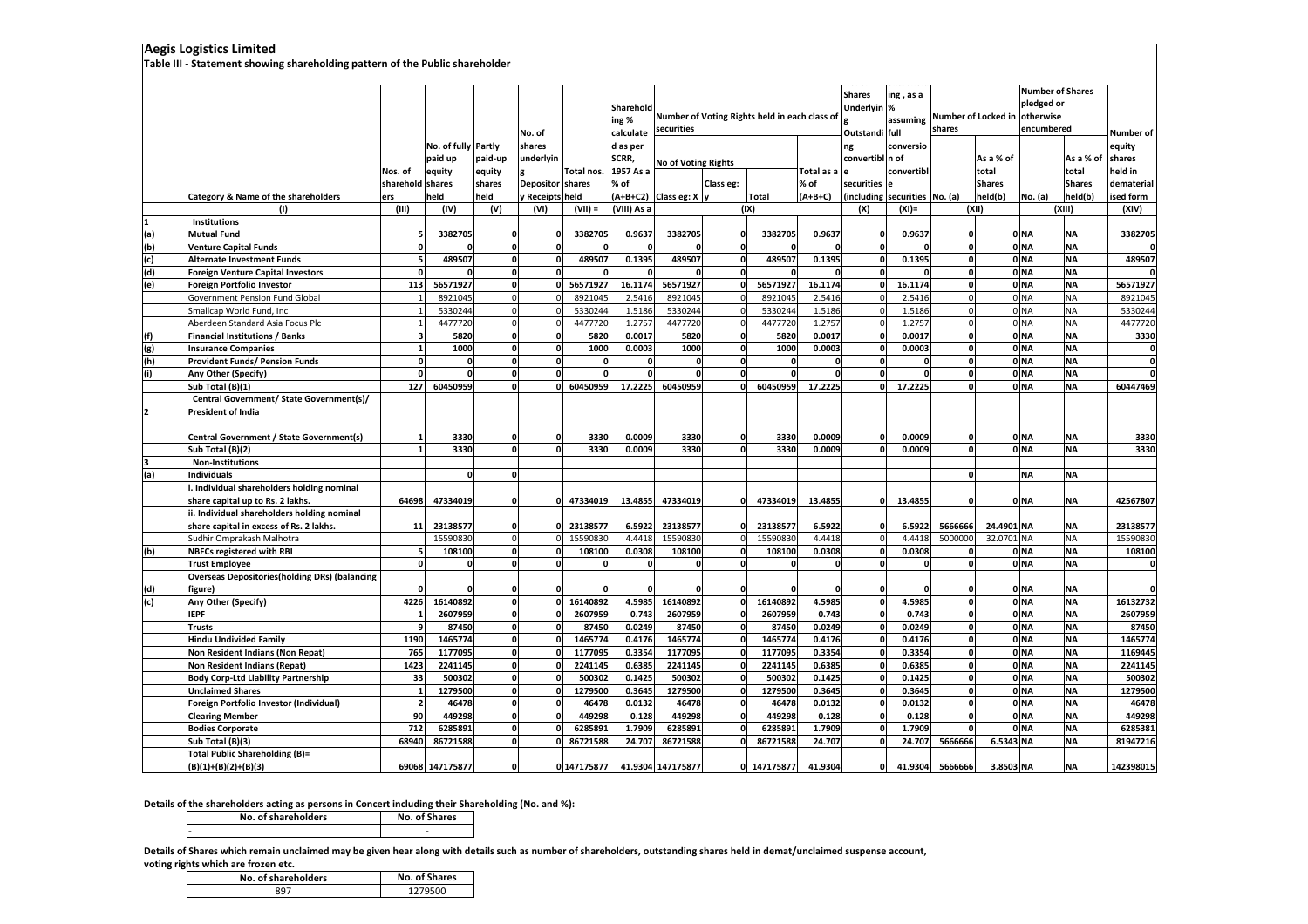# Aegis Logistics Limited

## Table III - Statement showing shareholding pattern of the Public shareholder

| | Category & Name of the shareholders | Nos. of shareholders | No. of fully paid up equity shares held | Partly paid-up equity shares held | No. of shares underlying Depository Receipts | Total nos. shares held | Shareholding % calculated as per SCRR, 1957 As a % of (A+B+C2) | Number of Voting Rights held in each class of securities | | | | Shares Underlying Outstanding convertible securities (including | Shareholding , as a % assuming full conversion of convertible securities | Number of Locked in shares | | Number of Shares pledged or otherwise encumbered | | Number of equity shares held in dematerialised form |
|---|---|---|---|---|---|---|---|---|---|---|---|---|---|---|---|---|---|---|
| | | | | | | | | No of Voting Rights | | | Total as a % of (A+B+C) | | | No. (a) | As a % of total Shares held(b) | No. (a) | As a % of total Shares held(b) | |
| | | | | | | | | Class eg: X | Class eg: y | Total | | | | | | | | |
| | (I) | (III) | (IV) | (V) | (VI) | (VII) = | (VIII) As a | (IX) | | | | (X) | (XI)= | (XII) | | (XIII) | | (XIV) |
| 1 | **Institutions** | | | | | | | | | | | | | | | | | |
| (a) | **Mutual Fund** | 5 | 3382705 | 0 | 0 | 3382705 | 0.9637 | 3382705 | 0 | 3382705 | 0.9637 | 0 | 0.9637 | 0 | 0 | NA | NA | 3382705 |
| (b) | **Venture Capital Funds** | 0 | 0 | 0 | 0 | 0 | 0 | 0 | 0 | 0 | 0 | 0 | 0 | 0 | 0 | NA | NA | 0 |
| (c) | **Alternate Investment Funds** | 5 | 489507 | 0 | 0 | 489507 | 0.1395 | 489507 | 0 | 489507 | 0.1395 | 0 | 0.1395 | 0 | 0 | NA | NA | 489507 |
| (d) | **Foreign Venture Capital Investors** | 0 | 0 | 0 | 0 | 0 | 0 | 0 | 0 | 0 | 0 | 0 | 0 | 0 | 0 | NA | NA | 0 |
| (e) | **Foreign Portfolio Investor** | 113 | 56571927 | 0 | 0 | 56571927 | 16.1174 | 56571927 | 0 | 56571927 | 16.1174 | 0 | 16.1174 | 0 | 0 | NA | NA | 56571927 |
| | Government Pension Fund Global | 1 | 8921045 | 0 | 0 | 8921045 | 2.5416 | 8921045 | 0 | 8921045 | 2.5416 | 0 | 2.5416 | 0 | 0 | NA | NA | 8921045 |
| | Smallcap World Fund, Inc | 1 | 5330244 | 0 | 0 | 5330244 | 1.5186 | 5330244 | 0 | 5330244 | 1.5186 | 0 | 1.5186 | 0 | 0 | NA | NA | 5330244 |
| | Aberdeen Standard Asia Focus Plc | 1 | 4477720 | 0 | 0 | 4477720 | 1.2757 | 4477720 | 0 | 4477720 | 1.2757 | 0 | 1.2757 | 0 | 0 | NA | NA | 4477720 |
| (f) | **Financial Institutions / Banks** | 3 | 5820 | 0 | 0 | 5820 | 0.0017 | 5820 | 0 | 5820 | 0.0017 | 0 | 0.0017 | 0 | 0 | NA | NA | 3330 |
| (g) | **Insurance Companies** | 1 | 1000 | 0 | 0 | 1000 | 0.0003 | 1000 | 0 | 1000 | 0.0003 | 0 | 0.0003 | 0 | 0 | NA | NA | 0 |
| (h) | **Provident Funds/ Pension Funds** | 0 | 0 | 0 | 0 | 0 | 0 | 0 | 0 | 0 | 0 | 0 | 0 | 0 | 0 | NA | NA | 0 |
| (i) | **Any Other (Specify)** | 0 | 0 | 0 | 0 | 0 | 0 | 0 | 0 | 0 | 0 | 0 | 0 | 0 | 0 | NA | NA | 0 |
| | **Sub Total (B)(1)** | 127 | 60450959 | 0 | 0 | 60450959 | 17.2225 | 60450959 | 0 | 60450959 | 17.2225 | 0 | 17.2225 | 0 | 0 | NA | NA | 60447469 |
| 2 | **Central Government/ State Government(s)/ President of India** | | | | | | | | | | | | | | | | | |
| | **Central Government / State Government(s)** | 1 | 3330 | 0 | 0 | 3330 | 0.0009 | 3330 | 0 | 3330 | 0.0009 | 0 | 0.0009 | 0 | 0 | NA | NA | 3330 |
| | **Sub Total (B)(2)** | 1 | 3330 | 0 | 0 | 3330 | 0.0009 | 3330 | 0 | 3330 | 0.0009 | 0 | 0.0009 | 0 | 0 | NA | NA | 3330 |
| 3 | **Non-Institutions** | | | | | | | | | | | | | | | | | |
| (a) | **Individuals** | | 0 | 0 | | | | | | | | | | 0 | | NA | NA | |
| | **i. Individual shareholders holding nominal share capital up to Rs. 2 lakhs.** | 64698 | 47334019 | 0 | 0 | 47334019 | 13.4855 | 47334019 | 0 | 47334019 | 13.4855 | 0 | 13.4855 | 0 | 0 | NA | NA | 42567807 |
| | **ii. Individual shareholders holding nominal share capital in excess of Rs. 2 lakhs.** | 11 | 23138577 | 0 | 0 | 23138577 | 6.5922 | 23138577 | 0 | 23138577 | 6.5922 | 0 | 6.5922 | 5666666 | 24.4901 | NA | NA | 23138577 |
| | Sudhir Omprakash Malhotra | | 15590830 | 0 | 0 | 15590830 | 4.4418 | 15590830 | 0 | 15590830 | 4.4418 | 0 | 4.4418 | 5000000 | 32.0701 | NA | NA | 15590830 |
| (b) | **NBFCs registered with RBI** | 5 | 108100 | 0 | 0 | 108100 | 0.0308 | 108100 | 0 | 108100 | 0.0308 | 0 | 0.0308 | 0 | 0 | NA | NA | 108100 |
| | **Trust Employee** | 0 | 0 | 0 | 0 | 0 | 0 | 0 | 0 | 0 | 0 | 0 | 0 | 0 | 0 | NA | NA | 0 |
| (d) | **Overseas Depositories(holding DRs) (balancing figure)** | 0 | 0 | 0 | 0 | 0 | 0 | 0 | 0 | 0 | 0 | 0 | 0 | 0 | 0 | NA | NA | 0 |
| (c) | **Any Other (Specify)** | 4226 | 16140892 | 0 | 0 | 16140892 | 4.5985 | 16140892 | 0 | 16140892 | 4.5985 | 0 | 4.5985 | 0 | 0 | NA | NA | 16132732 |
| | **IEPF** | 1 | 2607959 | 0 | 0 | 2607959 | 0.743 | 2607959 | 0 | 2607959 | 0.743 | 0 | 0.743 | 0 | 0 | NA | NA | 2607959 |
| | **Trusts** | 9 | 87450 | 0 | 0 | 87450 | 0.0249 | 87450 | 0 | 87450 | 0.0249 | 0 | 0.0249 | 0 | 0 | NA | NA | 87450 |
| | **Hindu Undivided Family** | 1190 | 1465774 | 0 | 0 | 1465774 | 0.4176 | 1465774 | 0 | 1465774 | 0.4176 | 0 | 0.4176 | 0 | 0 | NA | NA | 1465774 |
| | **Non Resident Indians (Non Repat)** | 765 | 1177095 | 0 | 0 | 1177095 | 0.3354 | 1177095 | 0 | 1177095 | 0.3354 | 0 | 0.3354 | 0 | 0 | NA | NA | 1169445 |
| | **Non Resident Indians (Repat)** | 1423 | 2241145 | 0 | 0 | 2241145 | 0.6385 | 2241145 | 0 | 2241145 | 0.6385 | 0 | 0.6385 | 0 | 0 | NA | NA | 2241145 |
| | **Body Corp-Ltd Liability Partnership** | 33 | 500302 | 0 | 0 | 500302 | 0.1425 | 500302 | 0 | 500302 | 0.1425 | 0 | 0.1425 | 0 | 0 | NA | NA | 500302 |
| | **Unclaimed Shares** | 1 | 1279500 | 0 | 0 | 1279500 | 0.3645 | 1279500 | 0 | 1279500 | 0.3645 | 0 | 0.3645 | 0 | 0 | NA | NA | 1279500 |
| | **Foreign Portfolio Investor (Individual)** | 2 | 46478 | 0 | 0 | 46478 | 0.0132 | 46478 | 0 | 46478 | 0.0132 | 0 | 0.0132 | 0 | 0 | NA | NA | 46478 |
| | **Clearing Member** | 90 | 449298 | 0 | 0 | 449298 | 0.128 | 449298 | 0 | 449298 | 0.128 | 0 | 0.128 | 0 | 0 | NA | NA | 449298 |
| | **Bodies Corporate** | 712 | 6285891 | 0 | 0 | 6285891 | 1.7909 | 6285891 | 0 | 6285891 | 1.7909 | 0 | 1.7909 | 0 | 0 | NA | NA | 6285381 |
| | **Sub Total (B)(3)** | 68940 | 86721588 | 0 | 0 | 86721588 | 24.707 | 86721588 | 0 | 86721588 | 24.707 | 0 | 24.707 | 5666666 | 6.5343 | NA | NA | 81947216 |
| | **Total Public Shareholding (B)= (B)(1)+(B)(2)+(B)(3)** | 69068 | 147175877 | 0 | 0 | 147175877 | 41.9304 | 147175877 | 0 | 147175877 | 41.9304 | 0 | 41.9304 | 5666666 | 3.8503 | NA | NA | 142398015 |

**Details of the shareholders acting as persons in Concert including their Shareholding (No. and %):**

| No. of shareholders | No. of Shares |
|---|---|
| - | - |

**Details of Shares which remain unclaimed may be given hear along with details such as number of shareholders, outstanding shares held in demat/unclaimed suspense account, voting rights which are frozen etc.**

| No. of shareholders | No. of Shares |
|---|---|
| 897 | 1279500 |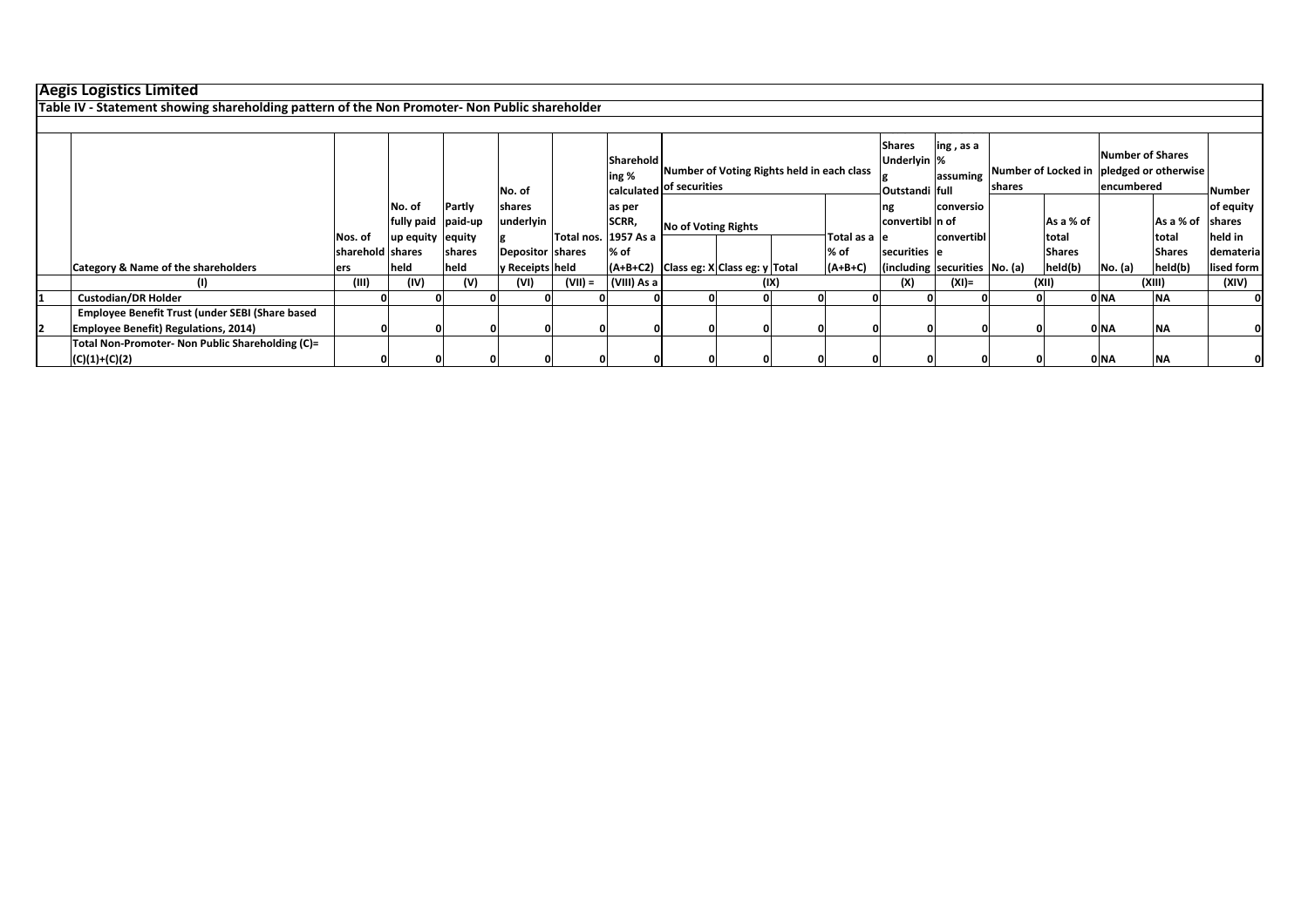**Aegis Logistics Limited**

**Table IV - Statement showing shareholding pattern of the Non Promoter- Non Public shareholder**

| | Category & Name of the shareholders | Nos. of shareholders | No. of fully paid up equity shares held | Partly paid-up equity shares held | No. of shares underlying Depository Receipts | Total nos. shares held | Shareholding % calculated as per SCRR, 1957 As a % of (A+B+C2) | Number of Voting Rights held in each class of securities | | | | Shares Underlying Outstanding convertible securities (including | Shareholding , as a % assuming full conversion of convertible securities | Number of Locked in shares | | Number of Shares pledged or otherwise encumbered | | Number of equity shares held in dematerialised form |
|---|---|---|---|---|---|---|---|---|---|---|---|---|---|---|---|---|---|---|
| | | | | | | | | No of Voting Rights | | | Total as a % of (A+B+C) | | | No. (a) | As a % of total Shares held(b) | No. (a) | As a % of total Shares held(b) | |
| | | | | | | | | Class eg: X | Class eg: y | Total | | | | | | | | |
| | (I) | (III) | (IV) | (V) | (VI) | (VII) = | (VIII) As a | (IX) | | | | (X) | (XI)= | (XII) | | (XIII) | | (XIV) |
| 1 | Custodian/DR Holder | 0 | 0 | 0 | 0 | 0 | 0 | 0 | 0 | 0 | 0 | 0 | 0 | 0 | 0 | NA | NA | 0 |
| 2 | Employee Benefit Trust (under SEBI (Share based Employee Benefit) Regulations, 2014) | 0 | 0 | 0 | 0 | 0 | 0 | 0 | 0 | 0 | 0 | 0 | 0 | 0 | 0 | NA | NA | 0 |
| | Total Non-Promoter- Non Public Shareholding (C)= (C)(1)+(C)(2) | 0 | 0 | 0 | 0 | 0 | 0 | 0 | 0 | 0 | 0 | 0 | 0 | 0 | 0 | NA | NA | 0 |